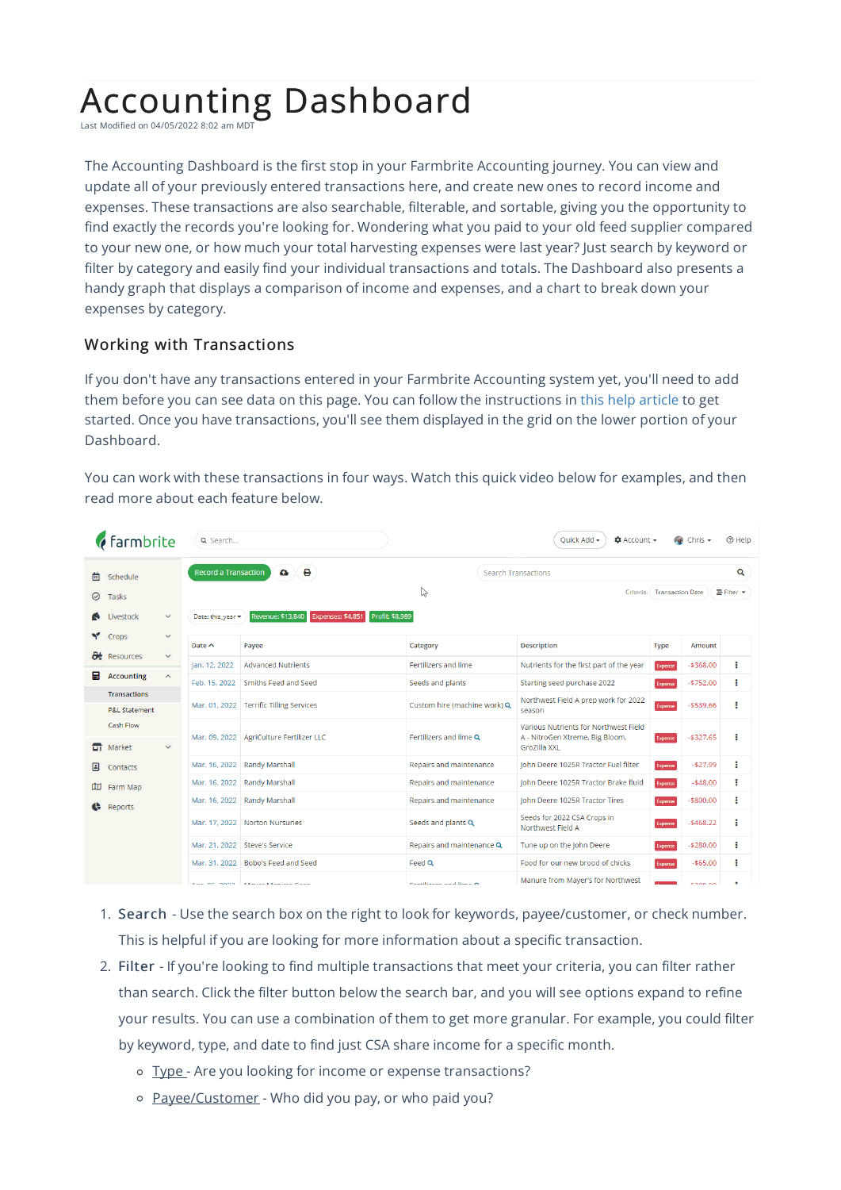// Screenshot omitted: no image reference was provided for it, and its interface text is not transcribed as document content.
# Accounting Dashboard

Last Modified on 04/05/2022 8:02 am MDT

The Accounting Dashboard is the first stop in your Farmbrite Accounting journey. You can view and update all of your previously entered transactions here, and create new ones to record income and expenses. These transactions are also searchable, filterable, and sortable, giving you the opportunity to find exactly the records you're looking for. Wondering what you paid to your old feed supplier compared to your new one, or how much your total harvesting expenses were last year? Just search by keyword or filter by category and easily find your individual transactions and totals. The Dashboard also presents a handy graph that displays a comparison of income and expenses, and a chart to break down your expenses by category.

## Working with Transactions

If you don't have any transactions entered in your Farmbrite Accounting system yet, you'll need to add them before you can see data on this page. You can follow the instructions in this help article to get started. Once you have transactions, you'll see them displayed in the grid on the lower portion of your Dashboard.

You can work with these transactions in four ways. Watch this quick video below for examples, and then read more about each feature below.

1. **Search** - Use the search box on the right to look for keywords, payee/customer, or check number. This is helpful if you are looking for more information about a specific transaction.
2. **Filter** - If you're looking to find multiple transactions that meet your criteria, you can filter rather than search. Click the filter button below the search bar, and you will see options expand to refine your results. You can use a combination of them to get more granular. For example, you could filter by keyword, type, and date to find just CSA share income for a specific month.
    - Type - Are you looking for income or expense transactions?
    - Payee/Customer - Who did you pay, or who paid you?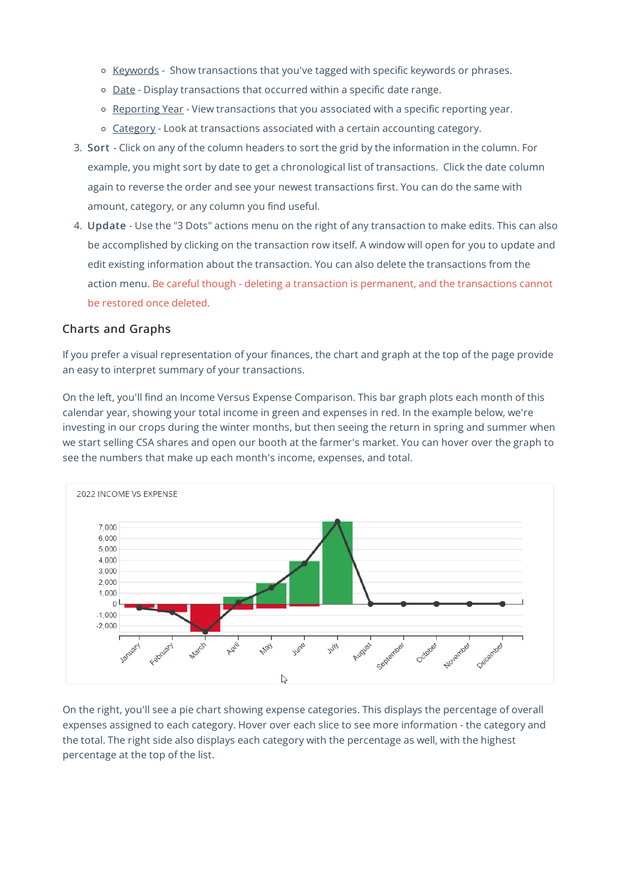- Keywords - Show transactions that you've tagged with specific keywords or phrases.
   - Date - Display transactions that occurred within a specific date range.
   - Reporting Year - View transactions that you associated with a specific reporting year.
   - Category - Look at transactions associated with a certain accounting category.

3. **Sort** - Click on any of the column headers to sort the grid by the information in the column. For example, you might sort by date to get a chronological list of transactions. Click the date column again to reverse the order and see your newest transactions first. You can do the same with amount, category, or any column you find useful.
4. **Update** - Use the "3 Dots" actions menu on the right of any transaction to make edits. This can also be accomplished by clicking on the transaction row itself. A window will open for you to update and edit existing information about the transaction. You can also delete the transactions from the action menu. Be careful though - deleting a transaction is permanent, and the transactions cannot be restored once deleted.

## Charts and Graphs

If you prefer a visual representation of your finances, the chart and graph at the top of the page provide an easy to interpret summary of your transactions.

On the left, you'll find an Income Versus Expense Comparison. This bar graph plots each month of this calendar year, showing your total income in green and expenses in red. In the example below, we're investing in our crops during the winter months, but then seeing the return in spring and summer when we start selling CSA shares and open our booth at the farmer's market. You can hover over the graph to see the numbers that make up each month's income, expenses, and total.

On the right, you'll see a pie chart showing expense categories. This displays the percentage of overall expenses assigned to each category. Hover over each slice to see more information - the category and the total. The right side also displays each category with the percentage as well, with the highest percentage at the top of the list.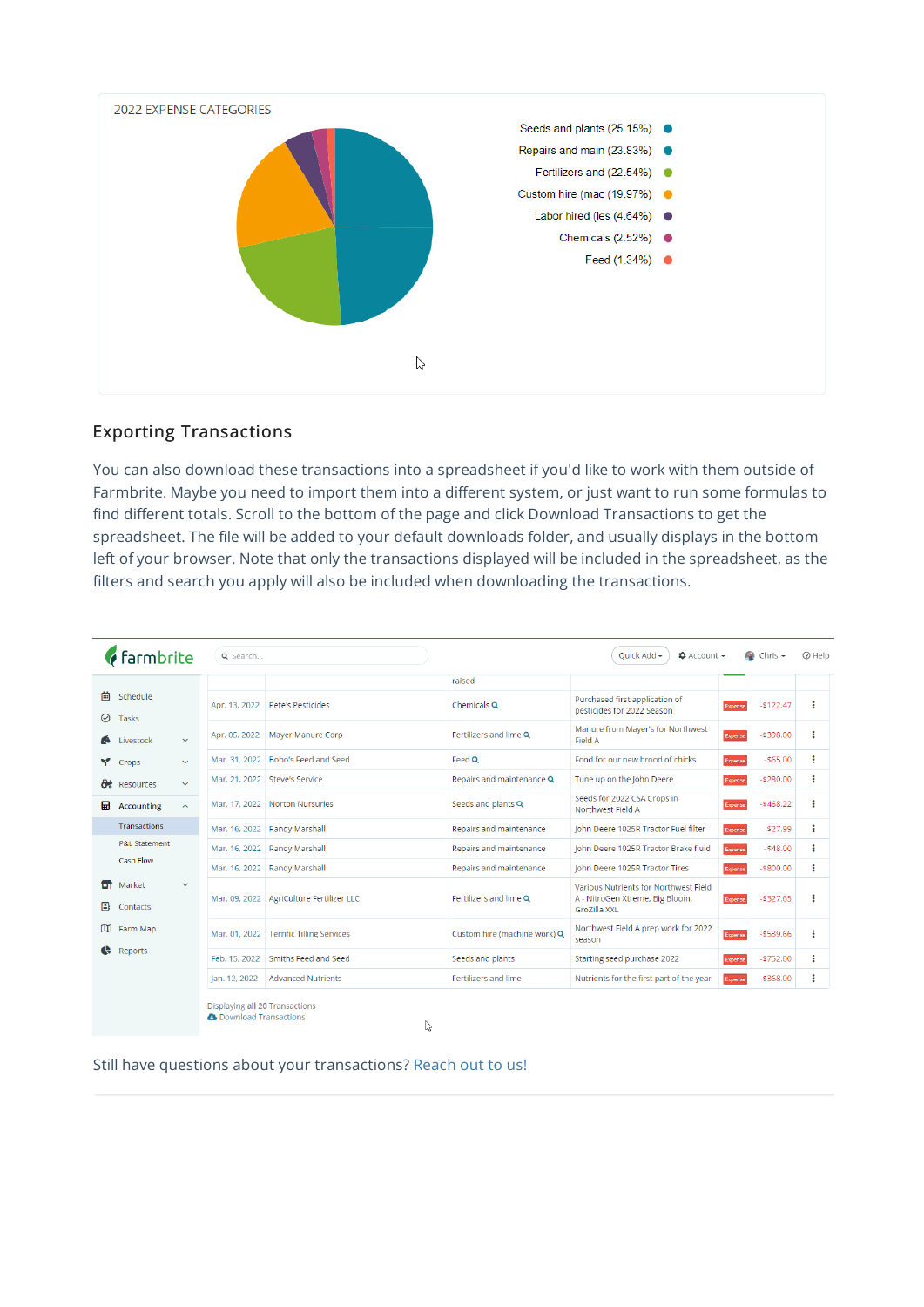2022 EXPENSE CATEGORIES

Seeds and plants (25.15%)
Repairs and main (23.83%)
Fertilizers and (22.54%)
Custom hire (mac (19.97%)
Labor hired (les (4.64%)
Chemicals (2.52%)
Feed (1.34%)

## Exporting Transactions

You can also download these transactions into a spreadsheet if you'd like to work with them outside of Farmbrite. Maybe you need to import them into a different system, or just want to run some formulas to find different totals. Scroll to the bottom of the page and click Download Transactions to get the spreadsheet. The file will be added to your default downloads folder, and usually displays in the bottom left of your browser. Note that only the transactions displayed will be included in the spreadsheet, as the filters and search you apply will also be included when downloading the transactions.

farmbrite

Search...

Quick Add ▾ Account ▾ Chris ▾ Help

Schedule
Tasks
Livestock
Crops
Resources
Accounting
Transactions
P&L Statement
Cash Flow
Market
Contacts
Farm Map
Reports

| | | | | | | |
|---|---|---|---|---|---|---|
| | | raised | | | | |
| Apr. 13, 2022 | Pete's Pesticides | Chemicals | Purchased first application of pesticides for 2022 Season | Expense | -$122.47 | ⋮ |
| Apr. 05, 2022 | Mayer Manure Corp | Fertilizers and lime | Manure from Mayer's for Northwest Field A | Expense | -$398.00 | ⋮ |
| Mar. 31, 2022 | Bobo's Feed and Seed | Feed | Food for our new brood of chicks | Expense | -$65.00 | ⋮ |
| Mar. 21, 2022 | Steve's Service | Repairs and maintenance | Tune up on the John Deere | Expense | -$280.00 | ⋮ |
| Mar. 17, 2022 | Norton Nurseries | Seeds and plants | Seeds for 2022 CSA Crops in Northwest Field A | Expense | -$468.22 | ⋮ |
| Mar. 16, 2022 | Randy Marshall | Repairs and maintenance | John Deere 1025R Tractor Fuel filter | Expense | -$27.99 | ⋮ |
| Mar. 16, 2022 | Randy Marshall | Repairs and maintenance | John Deere 1025R Tractor Brake fluid | Expense | -$48.00 | ⋮ |
| Mar. 16, 2022 | Randy Marshall | Repairs and maintenance | John Deere 1025R Tractor Tires | Expense | -$800.00 | ⋮ |
| Mar. 09, 2022 | AgriCulture Fertilizer LLC | Fertilizers and lime | Various Nutrients for Northwest Field A - NitroGen Xtreme, Big Bloom, GroZilla XXL | Expense | -$327.65 | ⋮ |
| Mar. 01, 2022 | Terrific Tilling Services | Custom hire (machine work) | Northwest Field A prep work for 2022 season | Expense | -$539.66 | ⋮ |
| Feb. 15, 2022 | Smiths Feed and Seed | Seeds and plants | Starting seed purchase 2022 | Expense | -$752.00 | ⋮ |
| Jan. 12, 2022 | Advanced Nutrients | Fertilizers and lime | Nutrients for the first part of the year | Expense | -$368.00 | ⋮ |

Displaying all 20 Transactions
Download Transactions

Still have questions about your transactions? Reach out to us!